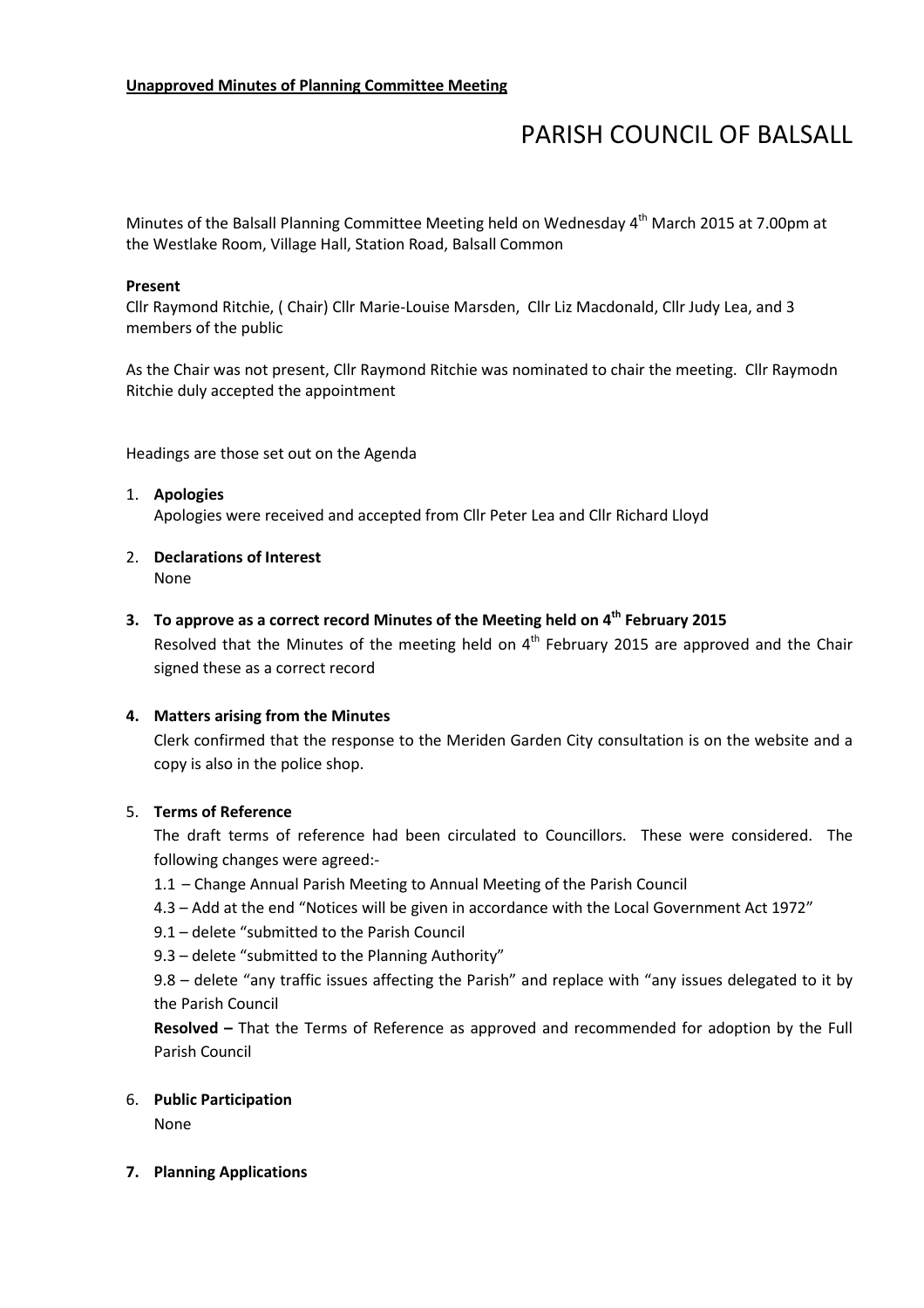**Unapproved Minutes of Planning Committee Meeting**

# PARISH COUNCIL OF BALSALL

Minutes of the Balsall Planning Committee Meeting held on Wednesday 4th March 2015 at 7.00pm at the Westlake Room, Village Hall, Station Road, Balsall Common

**Present**

Cllr Raymond Ritchie, ( Chair) Cllr Marie-Louise Marsden, Cllr Liz Macdonald, Cllr Judy Lea, and 3 members of the public

As the Chair was not present, Cllr Raymond Ritchie was nominated to chair the meeting. Cllr Raymodn Ritchie duly accepted the appointment

Headings are those set out on the Agenda

1. **Apologies**

   Apologies were received and accepted from Cllr Peter Lea and Cllr Richard Lloyd

2. **Declarations of Interest**

   None

3. **To approve as a correct record Minutes of the Meeting held on 4th February 2015**

   Resolved that the Minutes of the meeting held on 4th February 2015 are approved and the Chair signed these as a correct record

4. **Matters arising from the Minutes**

   Clerk confirmed that the response to the Meriden Garden City consultation is on the website and a copy is also in the police shop.

5. **Terms of Reference**

   The draft terms of reference had been circulated to Councillors. These were considered. The following changes were agreed:-

   1.1 – Change Annual Parish Meeting to Annual Meeting of the Parish Council

   4.3 – Add at the end "Notices will be given in accordance with the Local Government Act 1972"

   9.1 – delete "submitted to the Parish Council

   9.3 – delete "submitted to the Planning Authority"

   9.8 – delete "any traffic issues affecting the Parish" and replace with "any issues delegated to it by the Parish Council

   **Resolved –** That the Terms of Reference as approved and recommended for adoption by the Full Parish Council

6. **Public Participation**

   None

7. **Planning Applications**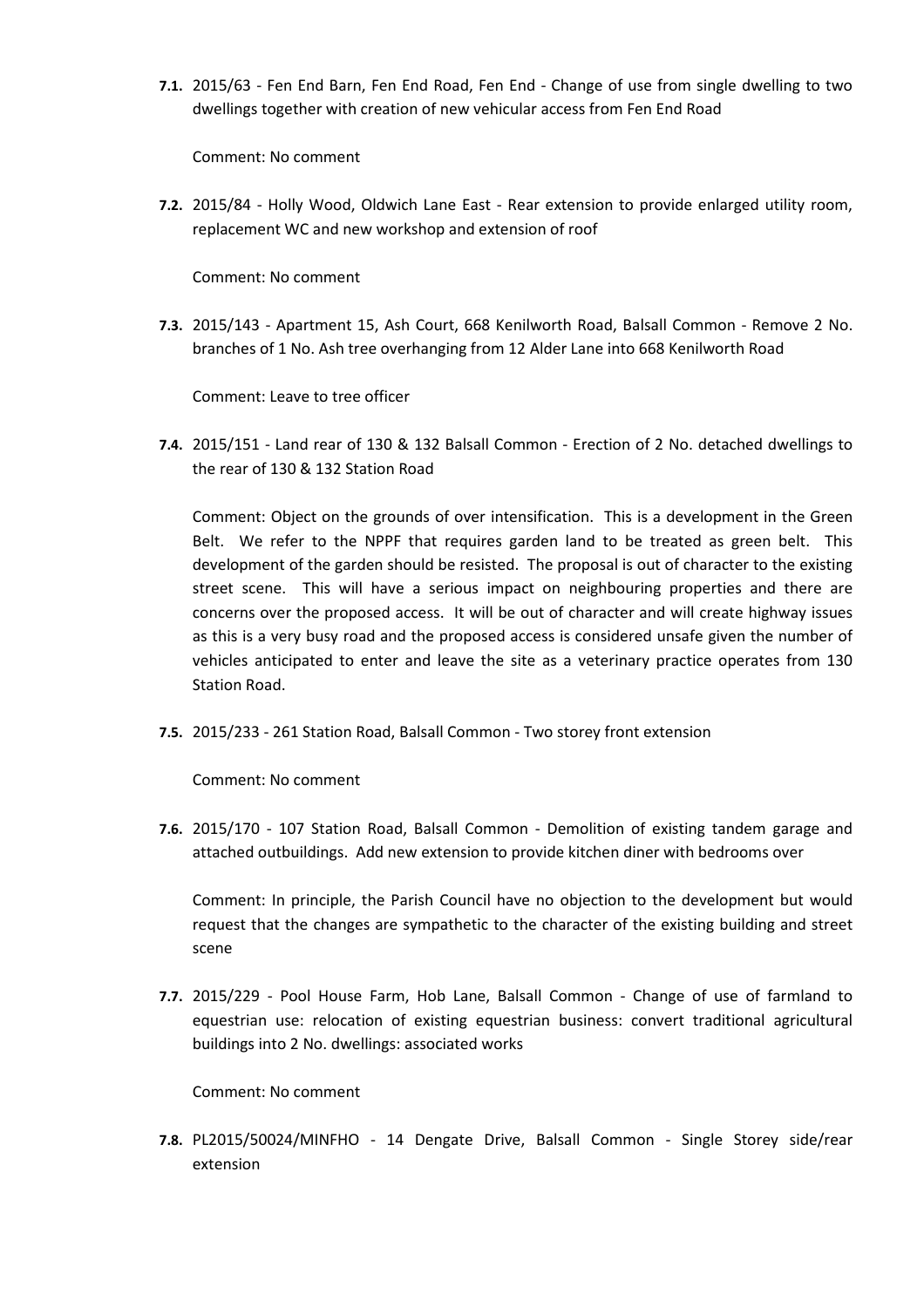**7.1.** 2015/63 - Fen End Barn, Fen End Road, Fen End - Change of use from single dwelling to two dwellings together with creation of new vehicular access from Fen End Road

Comment: No comment

**7.2.** 2015/84 - Holly Wood, Oldwich Lane East - Rear extension to provide enlarged utility room, replacement WC and new workshop and extension of roof

Comment: No comment

**7.3.** 2015/143 - Apartment 15, Ash Court, 668 Kenilworth Road, Balsall Common - Remove 2 No. branches of 1 No. Ash tree overhanging from 12 Alder Lane into 668 Kenilworth Road

Comment: Leave to tree officer

**7.4.** 2015/151 - Land rear of 130 & 132 Balsall Common - Erection of 2 No. detached dwellings to the rear of 130 & 132 Station Road

Comment: Object on the grounds of over intensification. This is a development in the Green Belt. We refer to the NPPF that requires garden land to be treated as green belt. This development of the garden should be resisted. The proposal is out of character to the existing street scene. This will have a serious impact on neighbouring properties and there are concerns over the proposed access. It will be out of character and will create highway issues as this is a very busy road and the proposed access is considered unsafe given the number of vehicles anticipated to enter and leave the site as a veterinary practice operates from 130 Station Road.

**7.5.** 2015/233 - 261 Station Road, Balsall Common - Two storey front extension

Comment: No comment

**7.6.** 2015/170 - 107 Station Road, Balsall Common - Demolition of existing tandem garage and attached outbuildings. Add new extension to provide kitchen diner with bedrooms over

Comment: In principle, the Parish Council have no objection to the development but would request that the changes are sympathetic to the character of the existing building and street scene

**7.7.** 2015/229 - Pool House Farm, Hob Lane, Balsall Common - Change of use of farmland to equestrian use: relocation of existing equestrian business: convert traditional agricultural buildings into 2 No. dwellings: associated works

Comment: No comment

**7.8.** PL2015/50024/MINFHO - 14 Dengate Drive, Balsall Common - Single Storey side/rear extension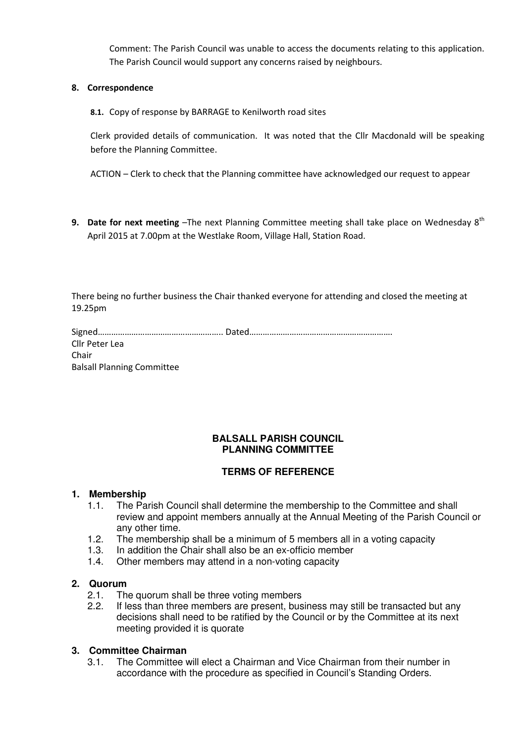Comment: The Parish Council was unable to access the documents relating to this application. The Parish Council would support any concerns raised by neighbours.

**8. Correspondence**

**8.1.** Copy of response by BARRAGE to Kenilworth road sites

Clerk provided details of communication. It was noted that the Cllr Macdonald will be speaking before the Planning Committee.

ACTION – Clerk to check that the Planning committee have acknowledged our request to appear

**9. Date for next meeting** –The next Planning Committee meeting shall take place on Wednesday 8th April 2015 at 7.00pm at the Westlake Room, Village Hall, Station Road.

There being no further business the Chair thanked everyone for attending and closed the meeting at 19.25pm

Signed……………………………………………….. Dated………………………………………………………
Cllr Peter Lea
Chair
Balsall Planning Committee

## BALSALL PARISH COUNCIL
## PLANNING COMMITTEE

### TERMS OF REFERENCE

**1. Membership**

1.1. The Parish Council shall determine the membership to the Committee and shall review and appoint members annually at the Annual Meeting of the Parish Council or any other time.

1.2. The membership shall be a minimum of 5 members all in a voting capacity

1.3. In addition the Chair shall also be an ex-officio member

1.4. Other members may attend in a non-voting capacity

**2. Quorum**

2.1. The quorum shall be three voting members

2.2. If less than three members are present, business may still be transacted but any decisions shall need to be ratified by the Council or by the Committee at its next meeting provided it is quorate

**3. Committee Chairman**

3.1. The Committee will elect a Chairman and Vice Chairman from their number in accordance with the procedure as specified in Council's Standing Orders.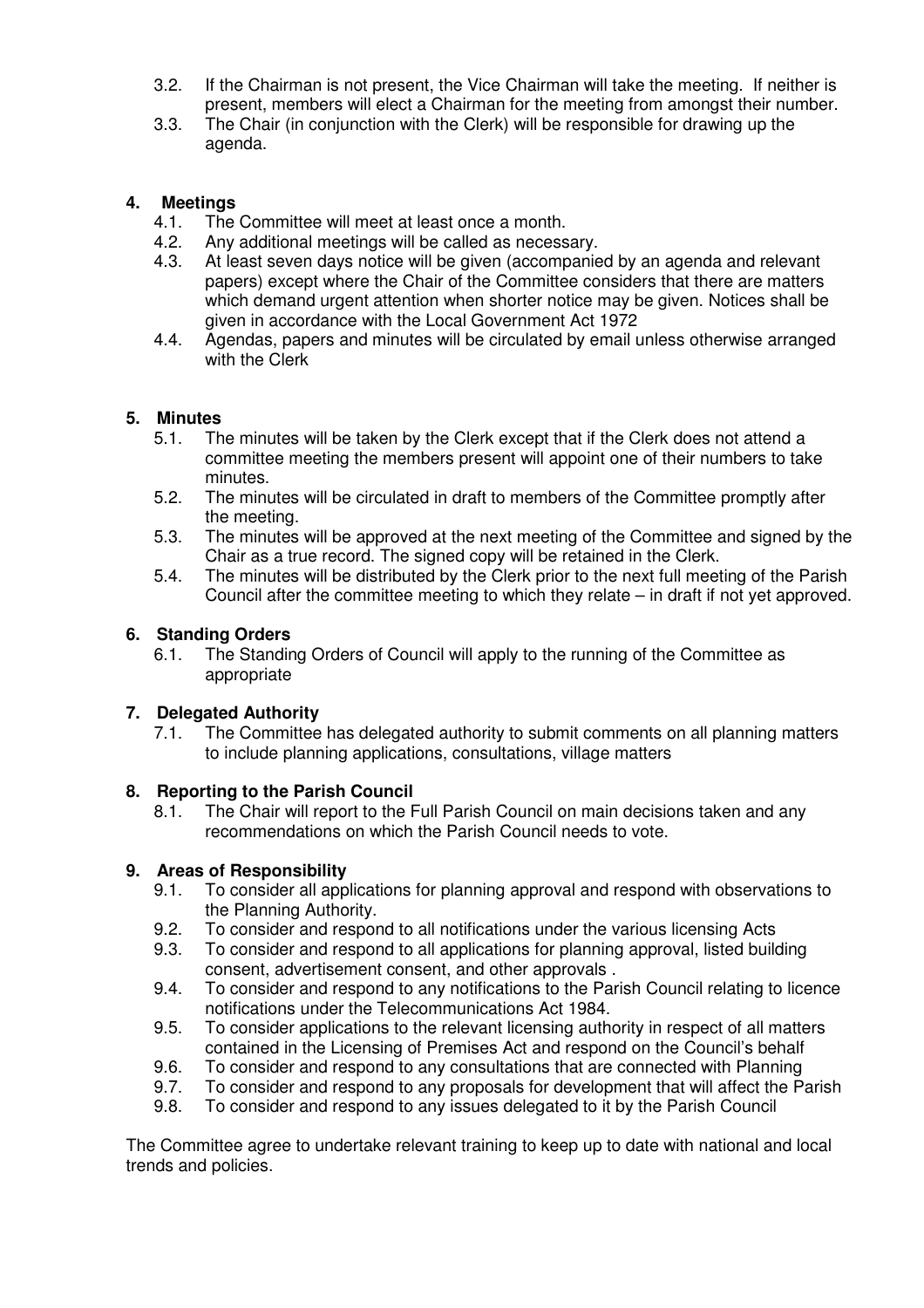3.2. If the Chairman is not present, the Vice Chairman will take the meeting. If neither is present, members will elect a Chairman for the meeting from amongst their number.

3.3. The Chair (in conjunction with the Clerk) will be responsible for drawing up the agenda.

## 4. Meetings

4.1. The Committee will meet at least once a month.

4.2. Any additional meetings will be called as necessary.

4.3. At least seven days notice will be given (accompanied by an agenda and relevant papers) except where the Chair of the Committee considers that there are matters which demand urgent attention when shorter notice may be given. Notices shall be given in accordance with the Local Government Act 1972

4.4. Agendas, papers and minutes will be circulated by email unless otherwise arranged with the Clerk

## 5. Minutes

5.1. The minutes will be taken by the Clerk except that if the Clerk does not attend a committee meeting the members present will appoint one of their numbers to take minutes.

5.2. The minutes will be circulated in draft to members of the Committee promptly after the meeting.

5.3. The minutes will be approved at the next meeting of the Committee and signed by the Chair as a true record. The signed copy will be retained in the Clerk.

5.4. The minutes will be distributed by the Clerk prior to the next full meeting of the Parish Council after the committee meeting to which they relate – in draft if not yet approved.

## 6. Standing Orders

6.1. The Standing Orders of Council will apply to the running of the Committee as appropriate

## 7. Delegated Authority

7.1. The Committee has delegated authority to submit comments on all planning matters to include planning applications, consultations, village matters

## 8. Reporting to the Parish Council

8.1. The Chair will report to the Full Parish Council on main decisions taken and any recommendations on which the Parish Council needs to vote.

## 9. Areas of Responsibility

9.1. To consider all applications for planning approval and respond with observations to the Planning Authority.

9.2. To consider and respond to all notifications under the various licensing Acts

9.3. To consider and respond to all applications for planning approval, listed building consent, advertisement consent, and other approvals .

9.4. To consider and respond to any notifications to the Parish Council relating to licence notifications under the Telecommunications Act 1984.

9.5. To consider applications to the relevant licensing authority in respect of all matters contained in the Licensing of Premises Act and respond on the Council's behalf

9.6. To consider and respond to any consultations that are connected with Planning

9.7. To consider and respond to any proposals for development that will affect the Parish

9.8. To consider and respond to any issues delegated to it by the Parish Council

The Committee agree to undertake relevant training to keep up to date with national and local trends and policies.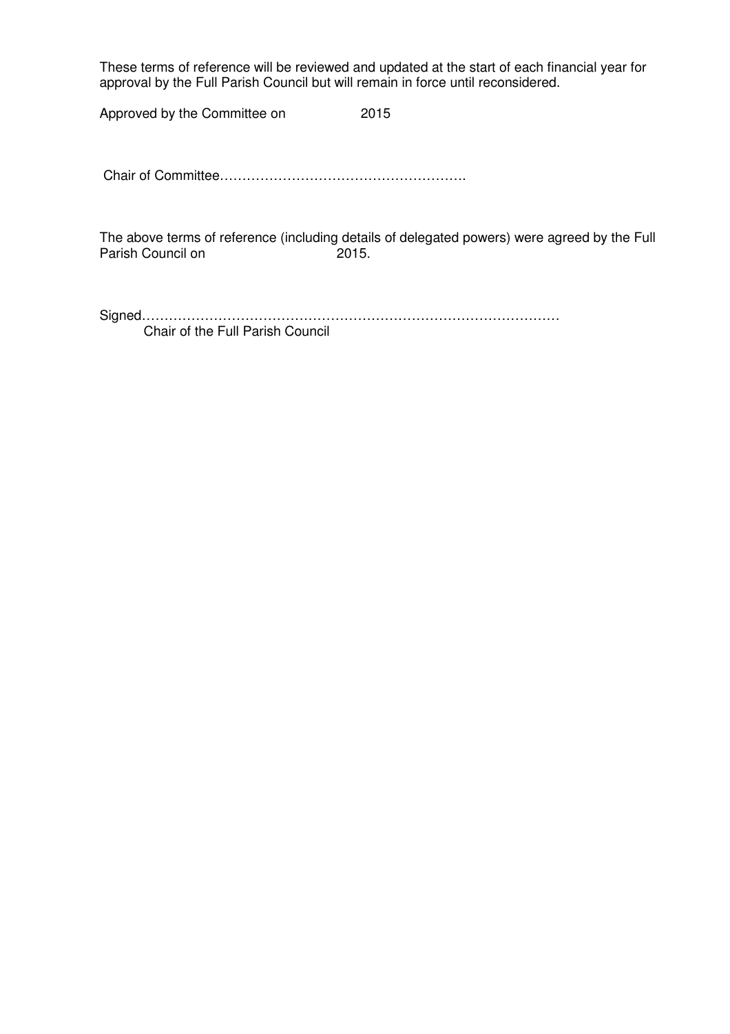These terms of reference will be reviewed and updated at the start of each financial year for approval by the Full Parish Council but will remain in force until reconsidered.

Approved by the Committee on 2015

Chair of Committee……………………………………………….

The above terms of reference (including details of delegated powers) were agreed by the Full Parish Council on 2015.

Signed………………………………………………………………………………
Chair of the Full Parish Council